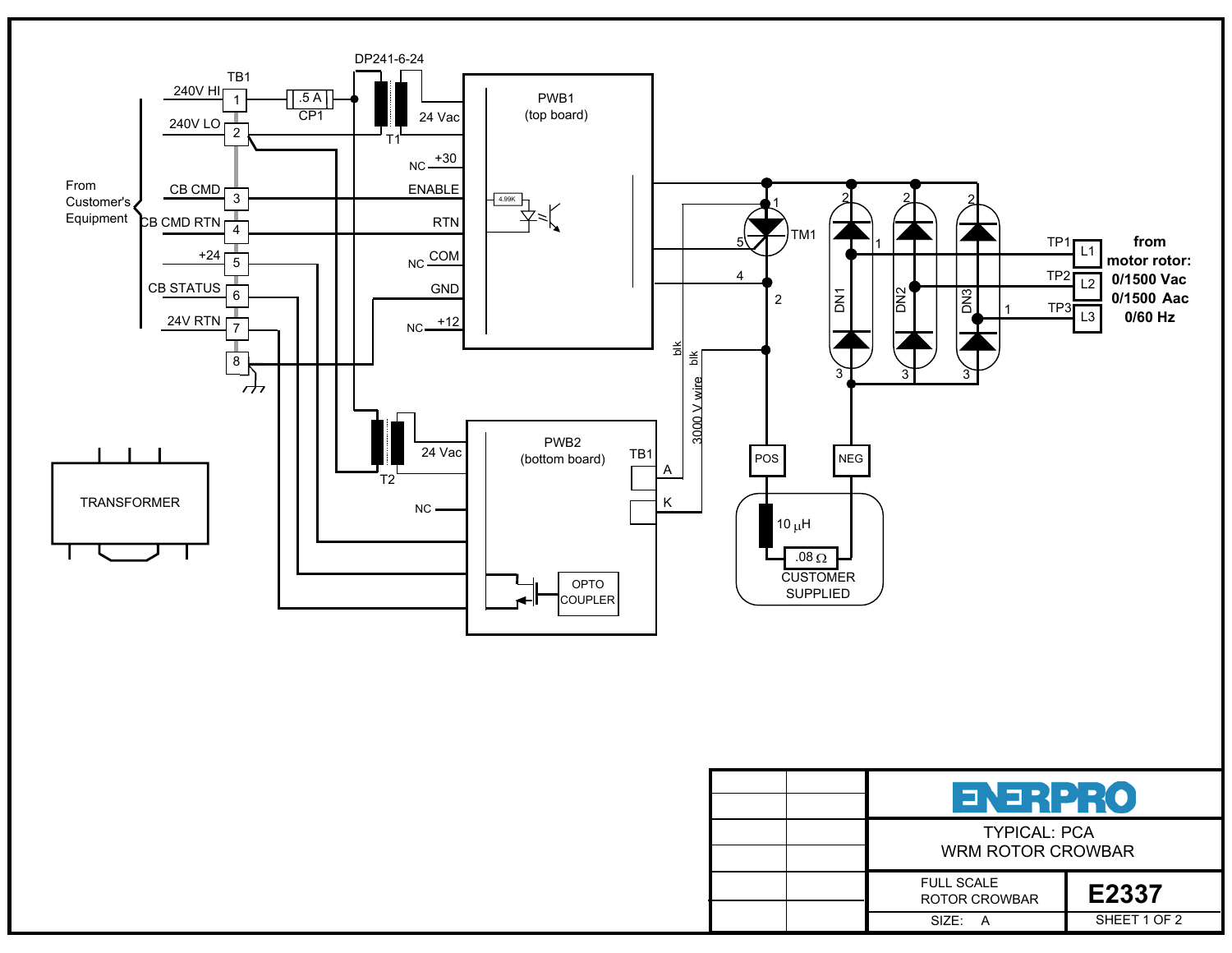DP241-6-24

TB1

240V HI 1 — .5 A CP1 — T1 — 24 Vac

240V LO 2

From Customer's Equipment

CB CMD 3 — ENABLE

CB CMD RTN 4 — RTN

+24 5

CB STATUS 6

24V RTN 7

8

PWB1 (top board)

NC +30

4.99K

NC COM

GND

NC +12

TM1

1 5 4 2

blk blk 3000 V wire

DN1 DN2 DN3

TP1 L1
TP2 L2
TP3 L3

**from motor rotor:**
**0/1500 Vac**
**0/1500 Aac**
**0/60 Hz**

T2 24 Vac

PWB2 (bottom board)

TB1 A K

NC

OPTO COUPLER

POS NEG

10 µH

.08 Ω

CUSTOMER SUPPLIED

TRANSFORMER

ENERPRO

TYPICAL: PCA
WRM ROTOR CROWBAR

FULL SCALE ROTOR CROWBAR

**E2337**

SIZE: A

SHEET 1 OF 2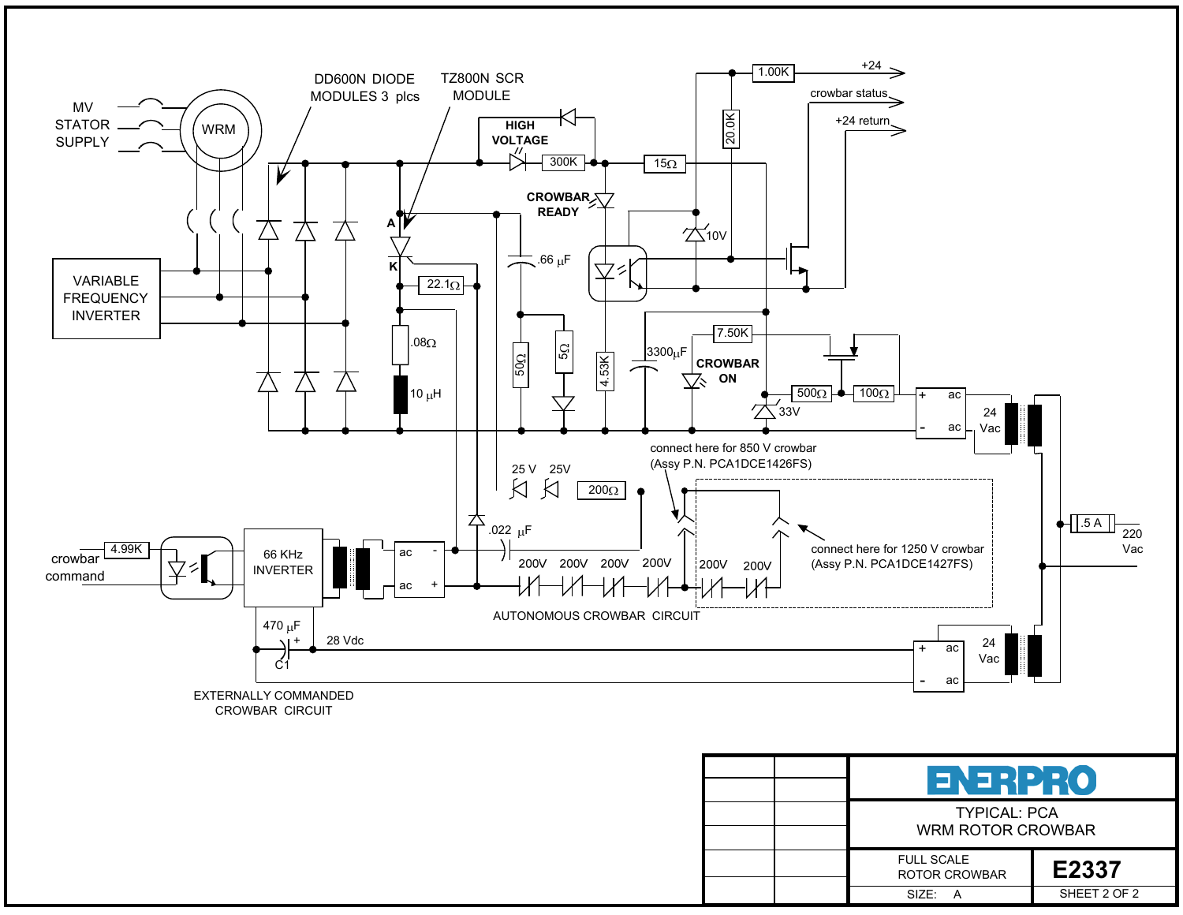MV
STATOR
SUPPLY

WRM

DD600N DIODE
MODULES 3 plcs

TZ800N SCR
MODULE

VARIABLE
FREQUENCY
INVERTER

A

K

22.1Ω

.08Ω

10 μH

HIGH
VOLTAGE

300K

15Ω

1.00K

+24

crowbar status

+24 return

20.0K

CROWBAR
READY

10V

.66 μF

50Ω

5Ω

4.53K

3300μF

7.50K

CROWBAR
ON

500Ω

100Ω

33V

24
Vac

connect here for 850 V crowbar
(Assy P.N. PCA1DCE1426FS)

25 V 25V

200Ω

.022 μF

200V 200V 200V 200V 200V 200V

connect here for 1250 V crowbar
(Assy P.N. PCA1DCE1427FS)

AUTONOMOUS CROWBAR CIRCUIT

.5 A

220
Vac

crowbar
command

4.99K

66 KHz
INVERTER

470 μF

C1

28 Vdc

24
Vac

EXTERNALLY COMMANDED
CROWBAR CIRCUIT

ENERPRO

TYPICAL: PCA
WRM ROTOR CROWBAR

FULL SCALE
ROTOR CROWBAR

SIZE: A

E2337

SHEET 2 OF 2